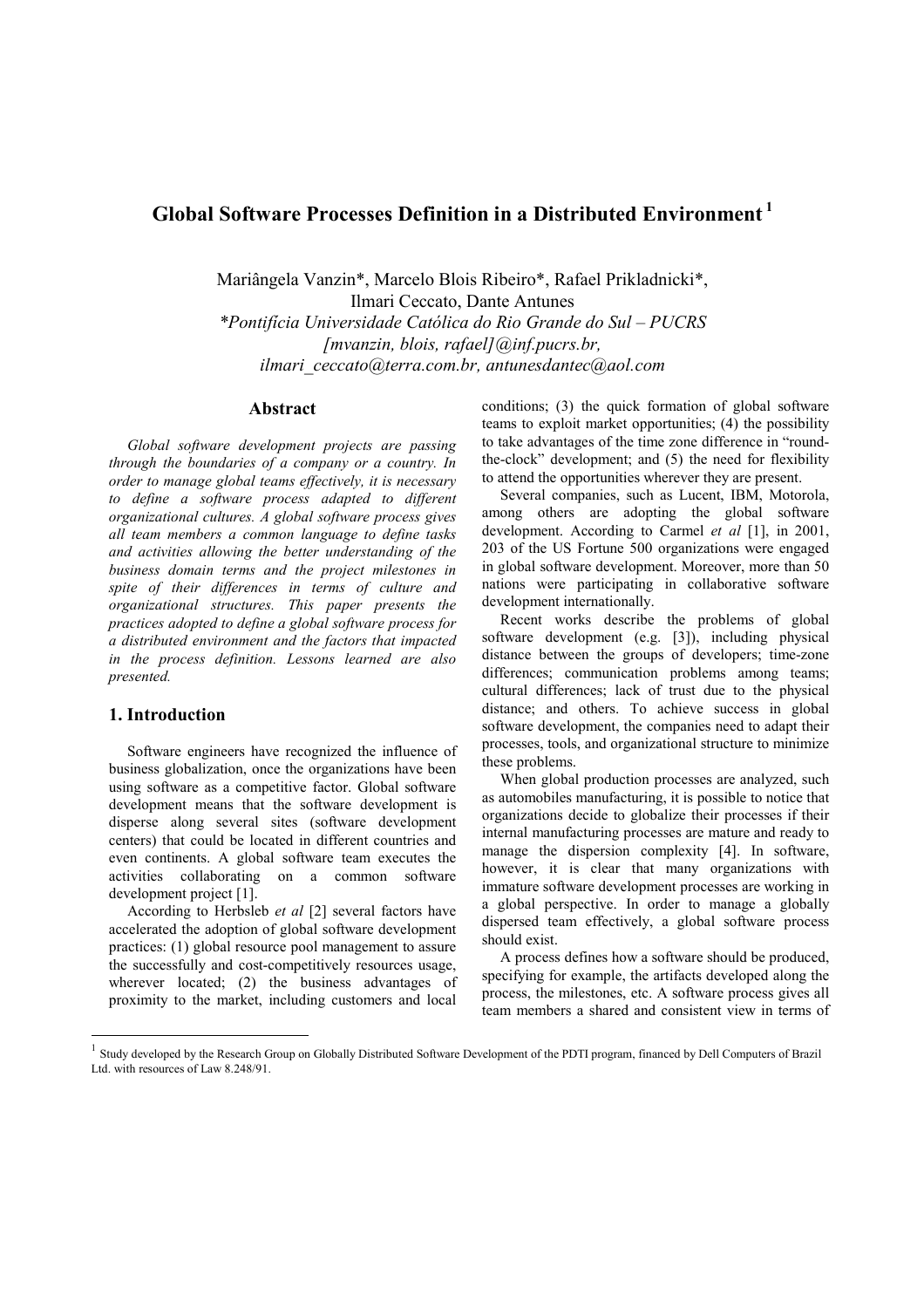# Global Software Processes Definition in a Distributed Environment [1]

Mariângela Vanzin\*, Marcelo Blois Ribeiro\*, Rafael Prikladnicki\*,
Ilmari Ceccato, Dante Antunes
*\*Pontifícia Universidade Católica do Rio Grande do Sul – PUCRS*
*[mvanzin, blois, rafael]@inf.pucrs.br,*
*ilmari_ceccato@terra.com.br, antunesdantec@aol.com*

## Abstract

*Global software development projects are passing through the boundaries of a company or a country. In order to manage global teams effectively, it is necessary to define a software process adapted to different organizational cultures. A global software process gives all team members a common language to define tasks and activities allowing the better understanding of the business domain terms and the project milestones in spite of their differences in terms of culture and organizational structures. This paper presents the practices adopted to define a global software process for a distributed environment and the factors that impacted in the process definition. Lessons learned are also presented.*

## 1. Introduction

Software engineers have recognized the influence of business globalization, once the organizations have been using software as a competitive factor. Global software development means that the software development is disperse along several sites (software development centers) that could be located in different countries and even continents. A global software team executes the activities collaborating on a common software development project [1].

According to Herbsleb *et al* [2] several factors have accelerated the adoption of global software development practices: (1) global resource pool management to assure the successfully and cost-competitively resources usage, wherever located; (2) the business advantages of proximity to the market, including customers and local conditions; (3) the quick formation of global software teams to exploit market opportunities; (4) the possibility to take advantages of the time zone difference in "round-the-clock" development; and (5) the need for flexibility to attend the opportunities wherever they are present.

Several companies, such as Lucent, IBM, Motorola, among others are adopting the global software development. According to Carmel *et al* [1], in 2001, 203 of the US Fortune 500 organizations were engaged in global software development. Moreover, more than 50 nations were participating in collaborative software development internationally.

Recent works describe the problems of global software development (e.g. [3]), including physical distance between the groups of developers; time-zone differences; communication problems among teams; cultural differences; lack of trust due to the physical distance; and others. To achieve success in global software development, the companies need to adapt their processes, tools, and organizational structure to minimize these problems.

When global production processes are analyzed, such as automobiles manufacturing, it is possible to notice that organizations decide to globalize their processes if their internal manufacturing processes are mature and ready to manage the dispersion complexity [4]. In software, however, it is clear that many organizations with immature software development processes are working in a global perspective. In order to manage a globally dispersed team effectively, a global software process should exist.

A process defines how a software should be produced, specifying for example, the artifacts developed along the process, the milestones, etc. A software process gives all team members a shared and consistent view in terms of

---

[1] Study developed by the Research Group on Globally Distributed Software Development of the PDTI program, financed by Dell Computers of Brazil Ltd. with resources of Law 8.248/91.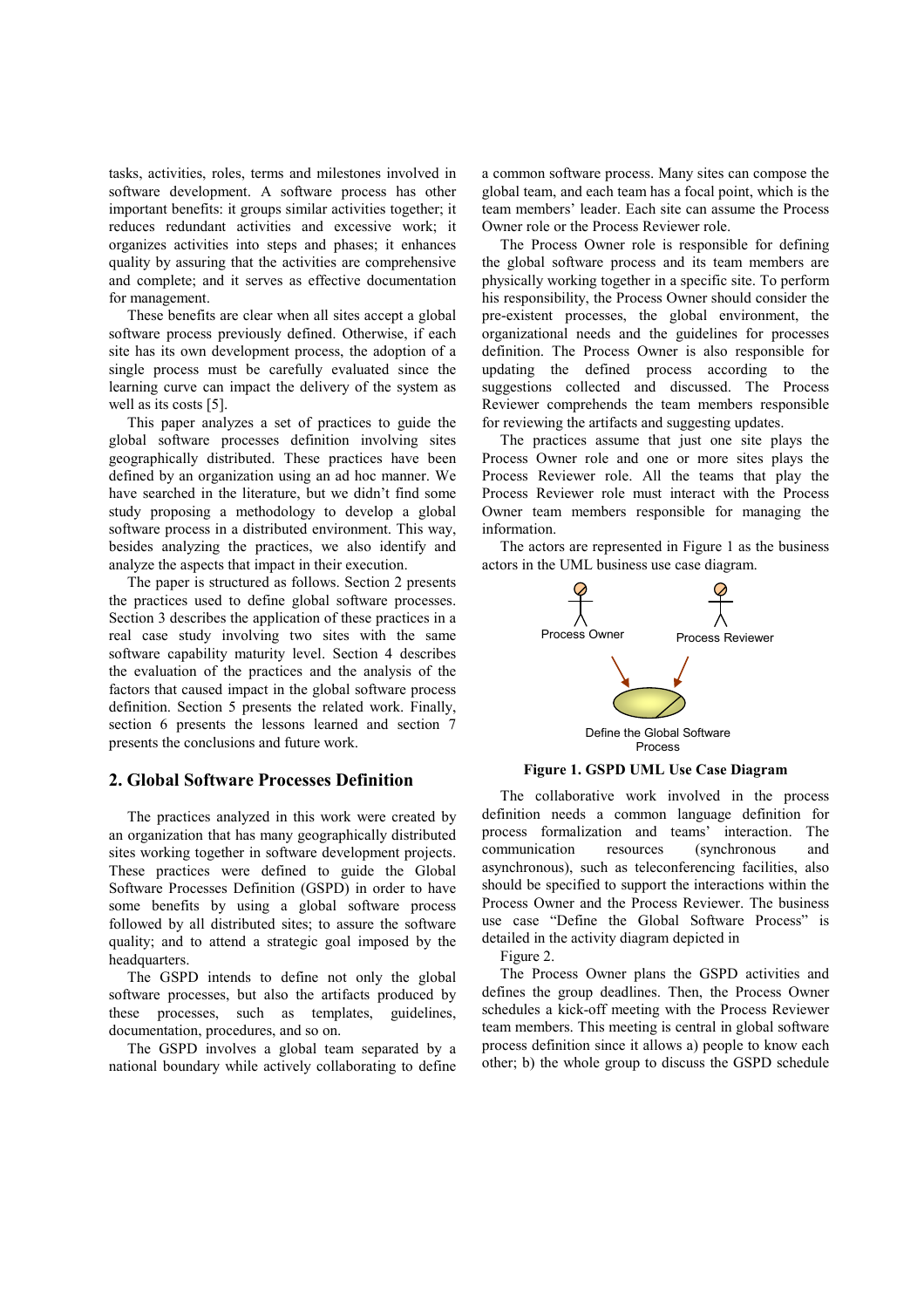tasks, activities, roles, terms and milestones involved in software development. A software process has other important benefits: it groups similar activities together; it reduces redundant activities and excessive work; it organizes activities into steps and phases; it enhances quality by assuring that the activities are comprehensive and complete; and it serves as effective documentation for management.

These benefits are clear when all sites accept a global software process previously defined. Otherwise, if each site has its own development process, the adoption of a single process must be carefully evaluated since the learning curve can impact the delivery of the system as well as its costs [5].

This paper analyzes a set of practices to guide the global software processes definition involving sites geographically distributed. These practices have been defined by an organization using an ad hoc manner. We have searched in the literature, but we didn't find some study proposing a methodology to develop a global software process in a distributed environment. This way, besides analyzing the practices, we also identify and analyze the aspects that impact in their execution.

The paper is structured as follows. Section 2 presents the practices used to define global software processes. Section 3 describes the application of these practices in a real case study involving two sites with the same software capability maturity level. Section 4 describes the evaluation of the practices and the analysis of the factors that caused impact in the global software process definition. Section 5 presents the related work. Finally, section 6 presents the lessons learned and section 7 presents the conclusions and future work.

## 2. Global Software Processes Definition

The practices analyzed in this work were created by an organization that has many geographically distributed sites working together in software development projects. These practices were defined to guide the Global Software Processes Definition (GSPD) in order to have some benefits by using a global software process followed by all distributed sites; to assure the software quality; and to attend a strategic goal imposed by the headquarters.

The GSPD intends to define not only the global software processes, but also the artifacts produced by these processes, such as templates, guidelines, documentation, procedures, and so on.

The GSPD involves a global team separated by a national boundary while actively collaborating to define a common software process. Many sites can compose the global team, and each team has a focal point, which is the team members' leader. Each site can assume the Process Owner role or the Process Reviewer role.

The Process Owner role is responsible for defining the global software process and its team members are physically working together in a specific site. To perform his responsibility, the Process Owner should consider the pre-existent processes, the global environment, the organizational needs and the guidelines for processes definition. The Process Owner is also responsible for updating the defined process according to the suggestions collected and discussed. The Process Reviewer comprehends the team members responsible for reviewing the artifacts and suggesting updates.

The practices assume that just one site plays the Process Owner role and one or more sites plays the Process Reviewer role. All the teams that play the Process Reviewer role must interact with the Process Owner team members responsible for managing the information.

The actors are represented in Figure 1 as the business actors in the UML business use case diagram.

Process Owner

Process Reviewer

Define the Global Software Process

**Figure 1. GSPD UML Use Case Diagram**

The collaborative work involved in the process definition needs a common language definition for process formalization and teams' interaction. The communication resources (synchronous and asynchronous), such as teleconferencing facilities, also should be specified to support the interactions within the Process Owner and the Process Reviewer. The business use case "Define the Global Software Process" is detailed in the activity diagram depicted in Figure 2.

The Process Owner plans the GSPD activities and defines the group deadlines. Then, the Process Owner schedules a kick-off meeting with the Process Reviewer team members. This meeting is central in global software process definition since it allows a) people to know each other; b) the whole group to discuss the GSPD schedule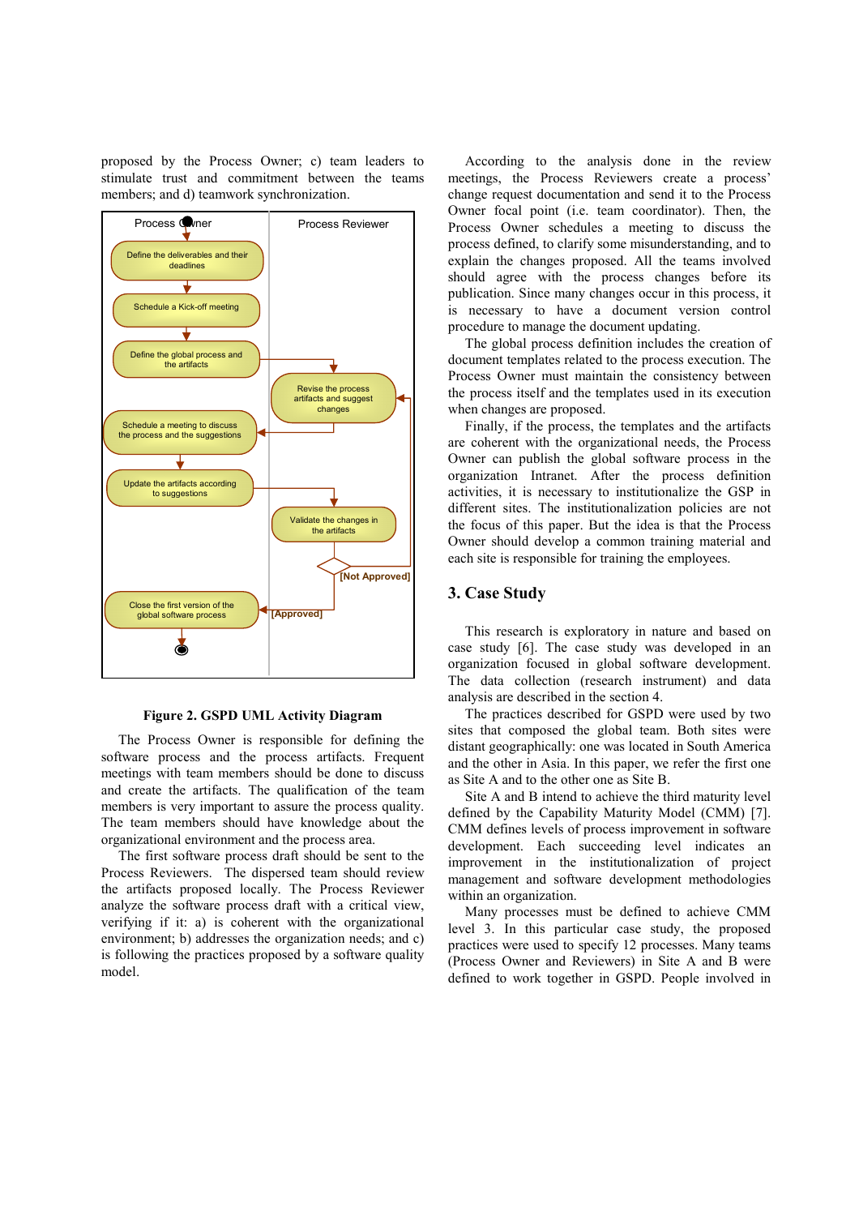proposed by the Process Owner; c) team leaders to stimulate trust and commitment between the teams members; and d) teamwork synchronization.

Process Owner

Process Reviewer

Define the deliverables and their deadlines

Schedule a Kick-off meeting

Define the global process and the artifacts

Revise the process artifacts and suggest changes

Schedule a meeting to discuss the process and the suggestions

Update the artifacts according to suggestions

Validate the changes in the artifacts

[Not Approved]

[Approved]

Close the first version of the global software process

**Figure 2. GSPD UML Activity Diagram**

The Process Owner is responsible for defining the software process and the process artifacts. Frequent meetings with team members should be done to discuss and create the artifacts. The qualification of the team members is very important to assure the process quality. The team members should have knowledge about the organizational environment and the process area.

The first software process draft should be sent to the Process Reviewers. The dispersed team should review the artifacts proposed locally. The Process Reviewer analyze the software process draft with a critical view, verifying if it: a) is coherent with the organizational environment; b) addresses the organization needs; and c) is following the practices proposed by a software quality model.

According to the analysis done in the review meetings, the Process Reviewers create a process' change request documentation and send it to the Process Owner focal point (i.e. team coordinator). Then, the Process Owner schedules a meeting to discuss the process defined, to clarify some misunderstanding, and to explain the changes proposed. All the teams involved should agree with the process changes before its publication. Since many changes occur in this process, it is necessary to have a document version control procedure to manage the document updating.

The global process definition includes the creation of document templates related to the process execution. The Process Owner must maintain the consistency between the process itself and the templates used in its execution when changes are proposed.

Finally, if the process, the templates and the artifacts are coherent with the organizational needs, the Process Owner can publish the global software process in the organization Intranet. After the process definition activities, it is necessary to institutionalize the GSP in different sites. The institutionalization policies are not the focus of this paper. But the idea is that the Process Owner should develop a common training material and each site is responsible for training the employees.

## 3. Case Study

This research is exploratory in nature and based on case study [6]. The case study was developed in an organization focused in global software development. The data collection (research instrument) and data analysis are described in the section 4.

The practices described for GSPD were used by two sites that composed the global team. Both sites were distant geographically: one was located in South America and the other in Asia. In this paper, we refer the first one as Site A and to the other one as Site B.

Site A and B intend to achieve the third maturity level defined by the Capability Maturity Model (CMM) [7]. CMM defines levels of process improvement in software development. Each succeeding level indicates an improvement in the institutionalization of project management and software development methodologies within an organization.

Many processes must be defined to achieve CMM level 3. In this particular case study, the proposed practices were used to specify 12 processes. Many teams (Process Owner and Reviewers) in Site A and B were defined to work together in GSPD. People involved in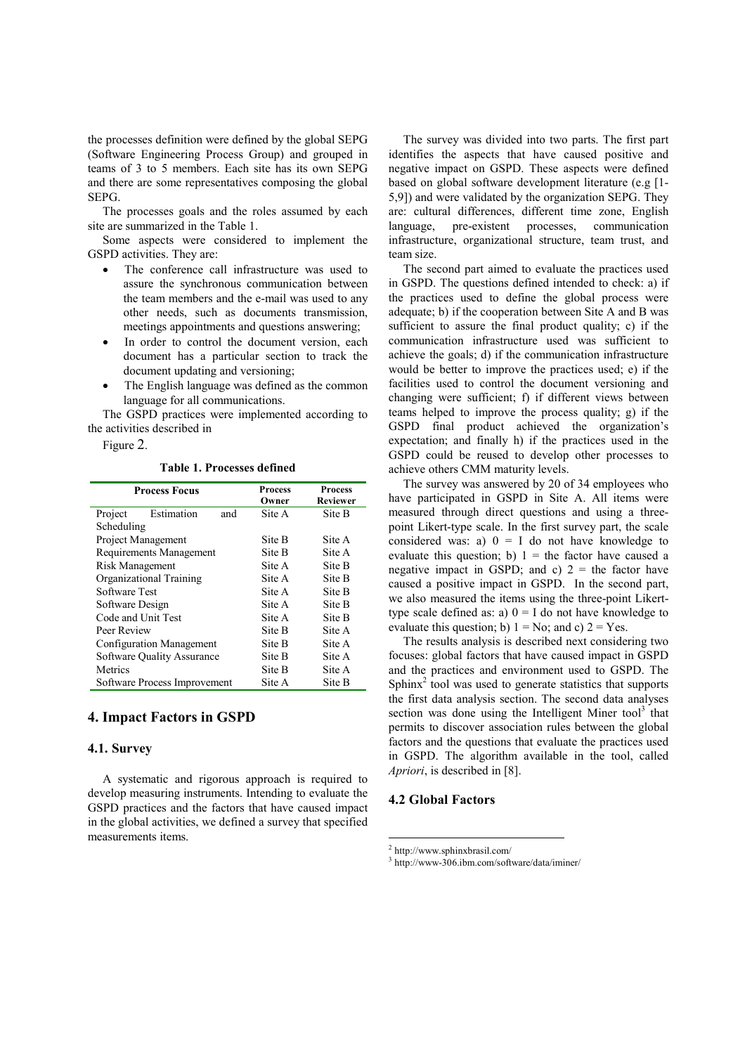the processes definition were defined by the global SEPG (Software Engineering Process Group) and grouped in teams of 3 to 5 members. Each site has its own SEPG and there are some representatives composing the global SEPG.

The processes goals and the roles assumed by each site are summarized in the Table 1.

Some aspects were considered to implement the GSPD activities. They are:

- The conference call infrastructure was used to assure the synchronous communication between the team members and the e-mail was used to any other needs, such as documents transmission, meetings appointments and questions answering;
- In order to control the document version, each document has a particular section to track the document updating and versioning;
- The English language was defined as the common language for all communications.

The GSPD practices were implemented according to the activities described in

Figure 2.

**Table 1. Processes defined**

| Process Focus | Process Owner | Process Reviewer |
|---|---|---|
| Project Estimation and Scheduling | Site A | Site B |
| Project Management | Site B | Site A |
| Requirements Management | Site B | Site A |
| Risk Management | Site A | Site B |
| Organizational Training | Site A | Site B |
| Software Test | Site A | Site B |
| Software Design | Site A | Site B |
| Code and Unit Test | Site A | Site B |
| Peer Review | Site B | Site A |
| Configuration Management | Site B | Site A |
| Software Quality Assurance | Site B | Site A |
| Metrics | Site B | Site A |
| Software Process Improvement | Site A | Site B |

## 4. Impact Factors in GSPD

### 4.1. Survey

A systematic and rigorous approach is required to develop measuring instruments. Intending to evaluate the GSPD practices and the factors that have caused impact in the global activities, we defined a survey that specified measurements items.

The survey was divided into two parts. The first part identifies the aspects that have caused positive and negative impact on GSPD. These aspects were defined based on global software development literature (e.g [1-5,9]) and were validated by the organization SEPG. They are: cultural differences, different time zone, English language, pre-existent processes, communication infrastructure, organizational structure, team trust, and team size.

The second part aimed to evaluate the practices used in GSPD. The questions defined intended to check: a) if the practices used to define the global process were adequate; b) if the cooperation between Site A and B was sufficient to assure the final product quality; c) if the communication infrastructure used was sufficient to achieve the goals; d) if the communication infrastructure would be better to improve the practices used; e) if the facilities used to control the document versioning and changing were sufficient; f) if different views between teams helped to improve the process quality; g) if the GSPD final product achieved the organization's expectation; and finally h) if the practices used in the GSPD could be reused to develop other processes to achieve others CMM maturity levels.

The survey was answered by 20 of 34 employees who have participated in GSPD in Site A. All items were measured through direct questions and using a three-point Likert-type scale. In the first survey part, the scale considered was: a) 0 = I do not have knowledge to evaluate this question; b) 1 = the factor have caused a negative impact in GSPD; and c) 2 = the factor have caused a positive impact in GSPD. In the second part, we also measured the items using the three-point Likert-type scale defined as: a) 0 = I do not have knowledge to evaluate this question; b) 1 = No; and c) 2 = Yes.

The results analysis is described next considering two focuses: global factors that have caused impact in GSPD and the practices and environment used to GSPD. The Sphinx[2] tool was used to generate statistics that supports the first data analysis section. The second data analyses section was done using the Intelligent Miner tool[3] that permits to discover association rules between the global factors and the questions that evaluate the practices used in GSPD. The algorithm available in the tool, called *Apriori*, is described in [8].

### 4.2 Global Factors

[2] http://www.sphinxbrasil.com/

[3] http://www-306.ibm.com/software/data/iminer/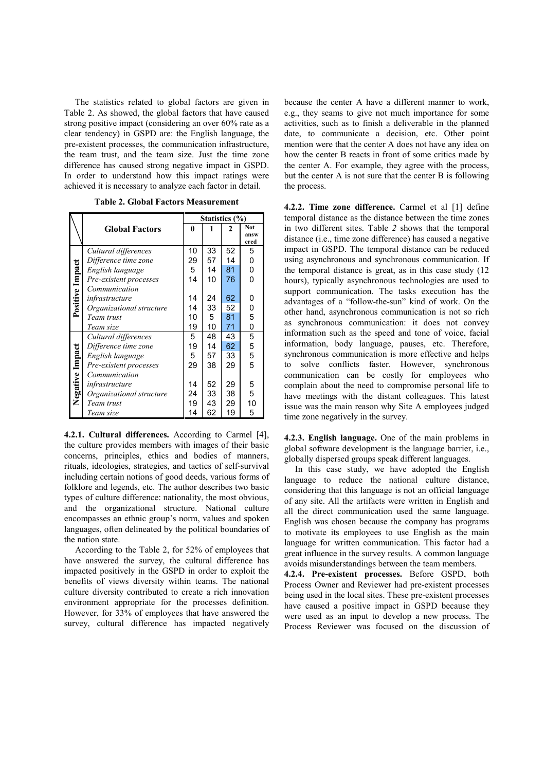The statistics related to global factors are given in Table 2. As showed, the global factors that have caused strong positive impact (considering an over 60% rate as a clear tendency) in GSPD are: the English language, the pre-existent processes, the communication infrastructure, the team trust, and the team size. Just the time zone difference has caused strong negative impact in GSPD. In order to understand how this impact ratings were achieved it is necessary to analyze each factor in detail.

**Table 2. Global Factors Measurement**

| | Global Factors | Statistics (%) | | | |
|---|---|---|---|---|---|
| | | 0 | 1 | 2 | Not answered |
| Positive Impact | *Cultural differences* | 10 | 33 | 52 | 5 |
| | *Difference time zone* | 29 | 57 | 14 | 0 |
| | *English language* | 5 | 14 | 81 | 0 |
| | *Pre-existent processes* | 14 | 10 | 76 | 0 |
| | *Communication infrastructure* | 14 | 24 | 62 | 0 |
| | *Organizational structure* | 14 | 33 | 52 | 0 |
| | *Team trust* | 10 | 5 | 81 | 5 |
| | *Team size* | 19 | 10 | 71 | 0 |
| Negative Impact | *Cultural differences* | 5 | 48 | 43 | 5 |
| | *Difference time zone* | 19 | 14 | 62 | 5 |
| | *English language* | 5 | 57 | 33 | 5 |
| | *Pre-existent processes* | 29 | 38 | 29 | 5 |
| | *Communication infrastructure* | 14 | 52 | 29 | 5 |
| | *Organizational structure* | 24 | 33 | 38 | 5 |
| | *Team trust* | 19 | 43 | 29 | 10 |
| | *Team size* | 14 | 62 | 19 | 5 |

**4.2.1. Cultural differences.** According to Carmel [4], the culture provides members with images of their basic concerns, principles, ethics and bodies of manners, rituals, ideologies, strategies, and tactics of self-survival including certain notions of good deeds, various forms of folklore and legends, etc. The author describes two basic types of culture difference: nationality, the most obvious, and the organizational structure. National culture encompasses an ethnic group's norm, values and spoken languages, often delineated by the political boundaries of the nation state.

According to the Table 2, for 52% of employees that have answered the survey, the cultural difference has impacted positively in the GSPD in order to exploit the benefits of views diversity within teams. The national culture diversity contributed to create a rich innovation environment appropriate for the processes definition. However, for 33% of employees that have answered the survey, cultural difference has impacted negatively because the center A have a different manner to work, e.g., they seams to give not much importance for some activities, such as to finish a deliverable in the planned date, to communicate a decision, etc. Other point mention were that the center A does not have any idea on how the center B reacts in front of some critics made by the center A. For example, they agree with the process, but the center A is not sure that the center B is following the process.

**4.2.2. Time zone difference.** Carmel et al [1] define temporal distance as the distance between the time zones in two different sites. Table *2* shows that the temporal distance (i.e., time zone difference) has caused a negative impact in GSPD. The temporal distance can be reduced using asynchronous and synchronous communication. If the temporal distance is great, as in this case study (12 hours), typically asynchronous technologies are used to support communication. The tasks execution has the advantages of a "follow-the-sun" kind of work. On the other hand, asynchronous communication is not so rich as synchronous communication: it does not convey information such as the speed and tone of voice, facial information, body language, pauses, etc. Therefore, synchronous communication is more effective and helps to solve conflicts faster. However, synchronous communication can be costly for employees who complain about the need to compromise personal life to have meetings with the distant colleagues. This latest issue was the main reason why Site A employees judged time zone negatively in the survey.

**4.2.3. English language.** One of the main problems in global software development is the language barrier, i.e., globally dispersed groups speak different languages.

In this case study, we have adopted the English language to reduce the national culture distance, considering that this language is not an official language of any site. All the artifacts were written in English and all the direct communication used the same language. English was chosen because the company has programs to motivate its employees to use English as the main language for written communication. This factor had a great influence in the survey results. A common language avoids misunderstandings between the team members.

**4.2.4. Pre-existent processes.** Before GSPD, both Process Owner and Reviewer had pre-existent processes being used in the local sites. These pre-existent processes have caused a positive impact in GSPD because they were used as an input to develop a new process. The Process Reviewer was focused on the discussion of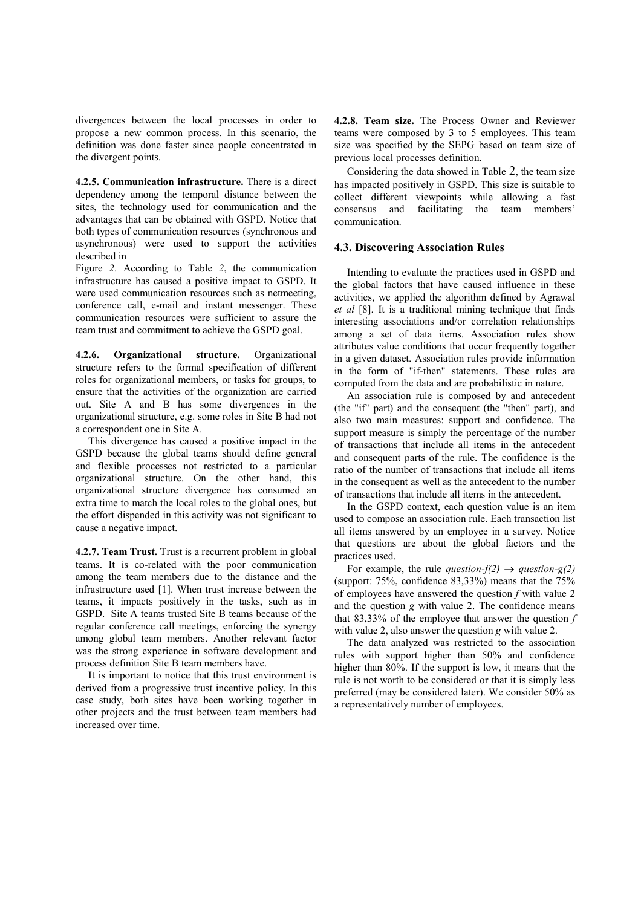divergences between the local processes in order to propose a new common process. In this scenario, the definition was done faster since people concentrated in the divergent points.

**4.2.5. Communication infrastructure.** There is a direct dependency among the temporal distance between the sites, the technology used for communication and the advantages that can be obtained with GSPD. Notice that both types of communication resources (synchronous and asynchronous) were used to support the activities described in Figure *2*. According to Table *2*, the communication infrastructure has caused a positive impact to GSPD. It were used communication resources such as netmeeting, conference call, e-mail and instant messenger. These communication resources were sufficient to assure the team trust and commitment to achieve the GSPD goal.

**4.2.6. Organizational structure.** Organizational structure refers to the formal specification of different roles for organizational members, or tasks for groups, to ensure that the activities of the organization are carried out. Site A and B has some divergences in the organizational structure, e.g. some roles in Site B had not a correspondent one in Site A.

This divergence has caused a positive impact in the GSPD because the global teams should define general and flexible processes not restricted to a particular organizational structure. On the other hand, this organizational structure divergence has consumed an extra time to match the local roles to the global ones, but the effort dispended in this activity was not significant to cause a negative impact.

**4.2.7. Team Trust.** Trust is a recurrent problem in global teams. It is co-related with the poor communication among the team members due to the distance and the infrastructure used [1]. When trust increase between the teams, it impacts positively in the tasks, such as in GSPD. Site A teams trusted Site B teams because of the regular conference call meetings, enforcing the synergy among global team members. Another relevant factor was the strong experience in software development and process definition Site B team members have.

It is important to notice that this trust environment is derived from a progressive trust incentive policy. In this case study, both sites have been working together in other projects and the trust between team members had increased over time.

**4.2.8. Team size.** The Process Owner and Reviewer teams were composed by 3 to 5 employees. This team size was specified by the SEPG based on team size of previous local processes definition.

Considering the data showed in Table 2, the team size has impacted positively in GSPD. This size is suitable to collect different viewpoints while allowing a fast consensus and facilitating the team members' communication.

### 4.3. Discovering Association Rules

Intending to evaluate the practices used in GSPD and the global factors that have caused influence in these activities, we applied the algorithm defined by Agrawal *et al* [8]. It is a traditional mining technique that finds interesting associations and/or correlation relationships among a set of data items. Association rules show attributes value conditions that occur frequently together in a given dataset. Association rules provide information in the form of "if-then" statements. These rules are computed from the data and are probabilistic in nature.

An association rule is composed by and antecedent (the "if" part) and the consequent (the "then" part), and also two main measures: support and confidence. The support measure is simply the percentage of the number of transactions that include all items in the antecedent and consequent parts of the rule. The confidence is the ratio of the number of transactions that include all items in the consequent as well as the antecedent to the number of transactions that include all items in the antecedent.

In the GSPD context, each question value is an item used to compose an association rule. Each transaction list all items answered by an employee in a survey. Notice that questions are about the global factors and the practices used.

For example, the rule *question-f(2)* → *question-g(2)* (support: 75%, confidence 83,33%) means that the 75% of employees have answered the question *f* with value 2 and the question *g* with value 2. The confidence means that 83,33% of the employee that answer the question *f* with value 2, also answer the question *g* with value 2.

The data analyzed was restricted to the association rules with support higher than 50% and confidence higher than 80%. If the support is low, it means that the rule is not worth to be considered or that it is simply less preferred (may be considered later). We consider 50% as a representatively number of employees.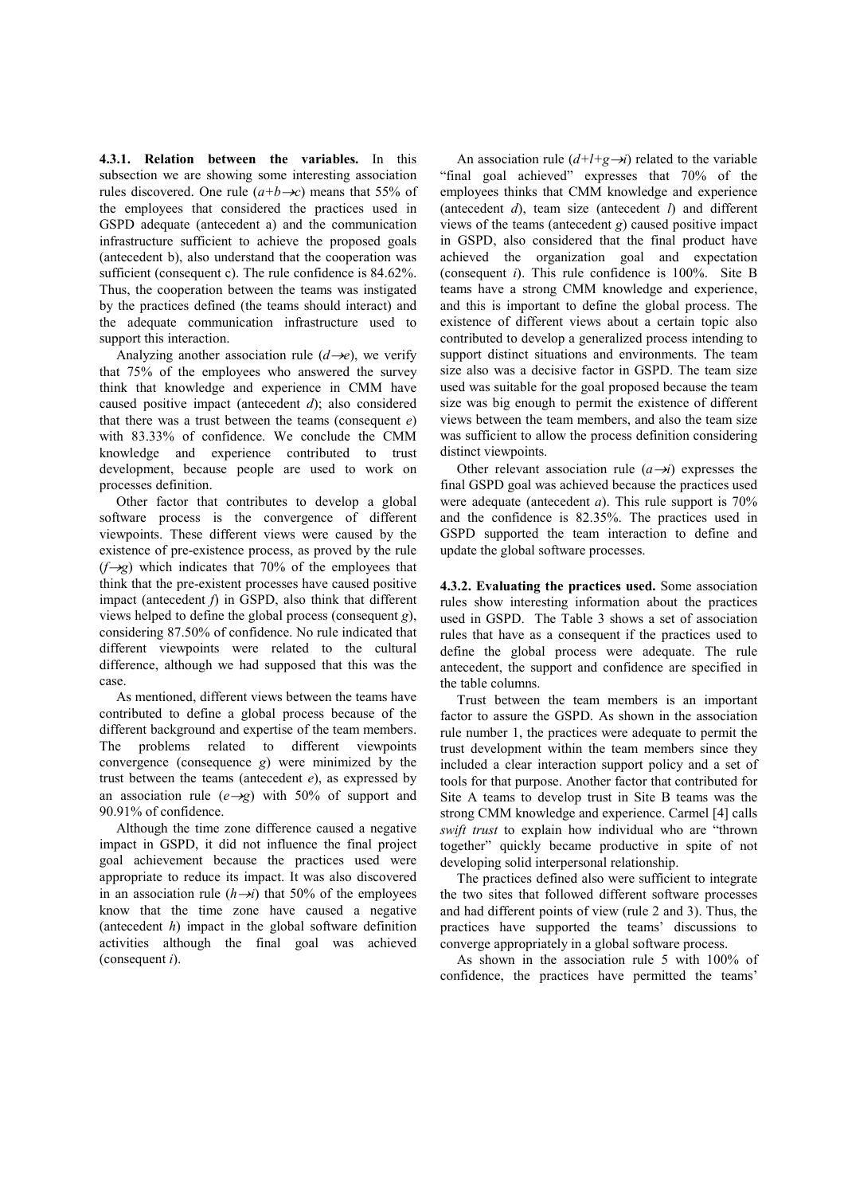**4.3.1. Relation between the variables.** In this subsection we are showing some interesting association rules discovered. One rule ($a+b \rightarrow c$) means that 55% of the employees that considered the practices used in GSPD adequate (antecedent a) and the communication infrastructure sufficient to achieve the proposed goals (antecedent b), also understand that the cooperation was sufficient (consequent c). The rule confidence is 84.62%. Thus, the cooperation between the teams was instigated by the practices defined (the teams should interact) and the adequate communication infrastructure used to support this interaction.

Analyzing another association rule ($d \rightarrow e$), we verify that 75% of the employees who answered the survey think that knowledge and experience in CMM have caused positive impact (antecedent *d*); also considered that there was a trust between the teams (consequent *e*) with 83.33% of confidence. We conclude the CMM knowledge and experience contributed to trust development, because people are used to work on processes definition.

Other factor that contributes to develop a global software process is the convergence of different viewpoints. These different views were caused by the existence of pre-existence process, as proved by the rule ($f \rightarrow g$) which indicates that 70% of the employees that think that the pre-existent processes have caused positive impact (antecedent *f*) in GSPD, also think that different views helped to define the global process (consequent *g*), considering 87.50% of confidence. No rule indicated that different viewpoints were related to the cultural difference, although we had supposed that this was the case.

As mentioned, different views between the teams have contributed to define a global process because of the different background and expertise of the team members. The problems related to different viewpoints convergence (consequence *g*) were minimized by the trust between the teams (antecedent *e*), as expressed by an association rule ($e \rightarrow g$) with 50% of support and 90.91% of confidence.

Although the time zone difference caused a negative impact in GSPD, it did not influence the final project goal achievement because the practices used were appropriate to reduce its impact. It was also discovered in an association rule ($h \rightarrow i$) that 50% of the employees know that the time zone have caused a negative (antecedent *h*) impact in the global software definition activities although the final goal was achieved (consequent *i*).

An association rule ($d+l+g \rightarrow i$) related to the variable "final goal achieved" expresses that 70% of the employees thinks that CMM knowledge and experience (antecedent *d*), team size (antecedent *l*) and different views of the teams (antecedent *g*) caused positive impact in GSPD, also considered that the final product have achieved the organization goal and expectation (consequent *i*). This rule confidence is 100%. Site B teams have a strong CMM knowledge and experience, and this is important to define the global process. The existence of different views about a certain topic also contributed to develop a generalized process intending to support distinct situations and environments. The team size also was a decisive factor in GSPD. The team size used was suitable for the goal proposed because the team size was big enough to permit the existence of different views between the team members, and also the team size was sufficient to allow the process definition considering distinct viewpoints.

Other relevant association rule ($a \rightarrow i$) expresses the final GSPD goal was achieved because the practices used were adequate (antecedent *a*). This rule support is 70% and the confidence is 82.35%. The practices used in GSPD supported the team interaction to define and update the global software processes.

**4.3.2. Evaluating the practices used.** Some association rules show interesting information about the practices used in GSPD. The Table 3 shows a set of association rules that have as a consequent if the practices used to define the global process were adequate. The rule antecedent, the support and confidence are specified in the table columns.

Trust between the team members is an important factor to assure the GSPD. As shown in the association rule number 1, the practices were adequate to permit the trust development within the team members since they included a clear interaction support policy and a set of tools for that purpose. Another factor that contributed for Site A teams to develop trust in Site B teams was the strong CMM knowledge and experience. Carmel [4] calls *swift trust* to explain how individual who are "thrown together" quickly became productive in spite of not developing solid interpersonal relationship.

The practices defined also were sufficient to integrate the two sites that followed different software processes and had different points of view (rule 2 and 3). Thus, the practices have supported the teams' discussions to converge appropriately in a global software process.

As shown in the association rule 5 with 100% of confidence, the practices have permitted the teams'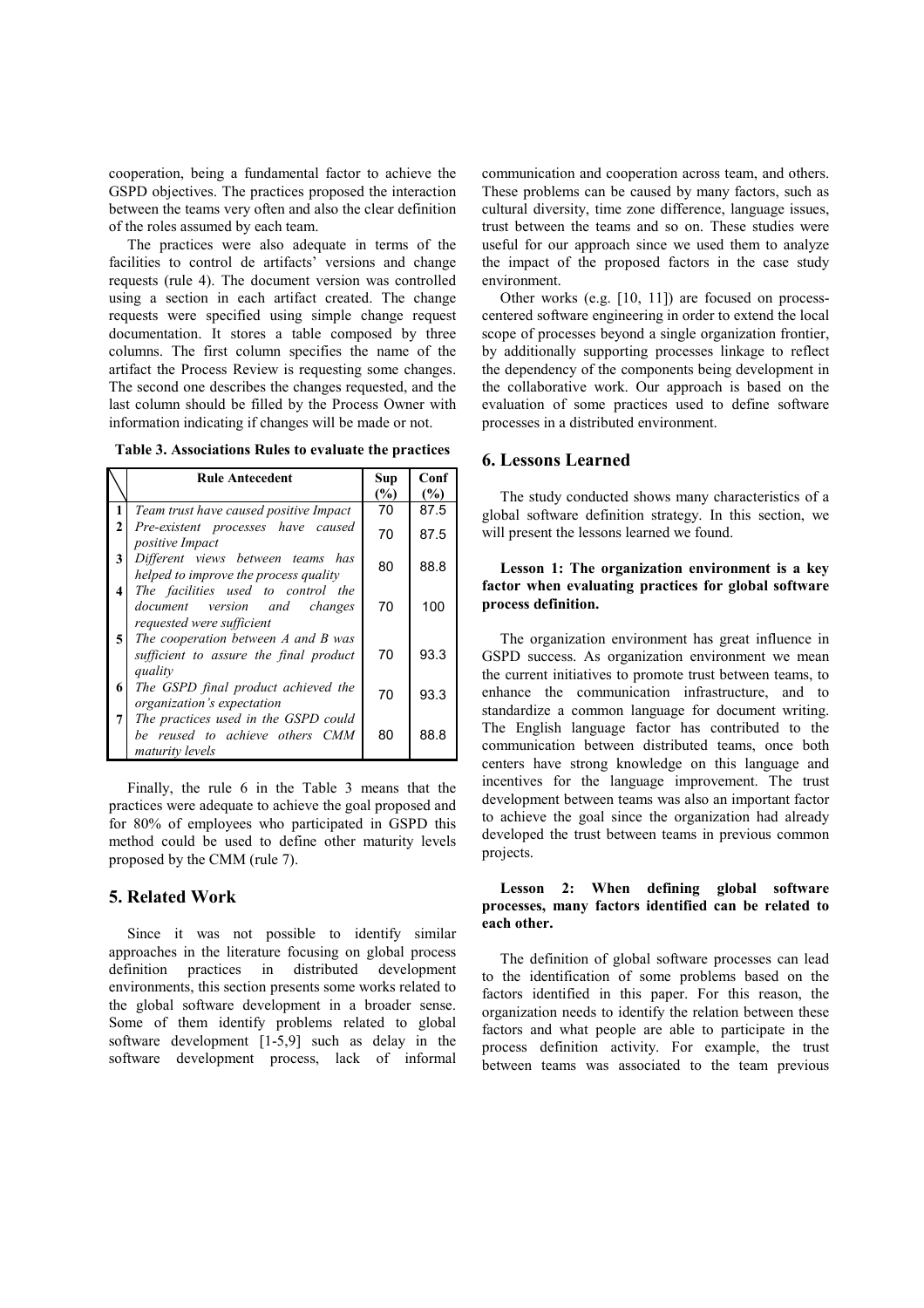cooperation, being a fundamental factor to achieve the GSPD objectives. The practices proposed the interaction between the teams very often and also the clear definition of the roles assumed by each team.

The practices were also adequate in terms of the facilities to control de artifacts' versions and change requests (rule 4). The document version was controlled using a section in each artifact created. The change requests were specified using simple change request documentation. It stores a table composed by three columns. The first column specifies the name of the artifact the Process Review is requesting some changes. The second one describes the changes requested, and the last column should be filled by the Process Owner with information indicating if changes will be made or not.

**Table 3. Associations Rules to evaluate the practices**

| | Rule Antecedent | Sup (%) | Conf (%) |
|---|---|---|---|
| 1 | *Team trust have caused positive Impact* | 70 | 87.5 |
| 2 | *Pre-existent processes have caused positive Impact* | 70 | 87.5 |
| 3 | *Different views between teams has helped to improve the process quality* | 80 | 88.8 |
| 4 | *The facilities used to control the document version and changes requested were sufficient* | 70 | 100 |
| 5 | *The cooperation between A and B was sufficient to assure the final product quality* | 70 | 93.3 |
| 6 | *The GSPD final product achieved the organization's expectation* | 70 | 93.3 |
| 7 | *The practices used in the GSPD could be reused to achieve others CMM maturity levels* | 80 | 88.8 |

Finally, the rule 6 in the Table 3 means that the practices were adequate to achieve the goal proposed and for 80% of employees who participated in GSPD this method could be used to define other maturity levels proposed by the CMM (rule 7).

## 5. Related Work

Since it was not possible to identify similar approaches in the literature focusing on global process definition practices in distributed development environments, this section presents some works related to the global software development in a broader sense. Some of them identify problems related to global software development [1-5,9] such as delay in the software development process, lack of informal communication and cooperation across team, and others. These problems can be caused by many factors, such as cultural diversity, time zone difference, language issues, trust between the teams and so on. These studies were useful for our approach since we used them to analyze the impact of the proposed factors in the case study environment.

Other works (e.g. [10, 11]) are focused on process-centered software engineering in order to extend the local scope of processes beyond a single organization frontier, by additionally supporting processes linkage to reflect the dependency of the components being development in the collaborative work. Our approach is based on the evaluation of some practices used to define software processes in a distributed environment.

## 6. Lessons Learned

The study conducted shows many characteristics of a global software definition strategy. In this section, we will present the lessons learned we found.

**Lesson 1: The organization environment is a key factor when evaluating practices for global software process definition.**

The organization environment has great influence in GSPD success. As organization environment we mean the current initiatives to promote trust between teams, to enhance the communication infrastructure, and to standardize a common language for document writing. The English language factor has contributed to the communication between distributed teams, once both centers have strong knowledge on this language and incentives for the language improvement. The trust development between teams was also an important factor to achieve the goal since the organization had already developed the trust between teams in previous common projects.

**Lesson 2: When defining global software processes, many factors identified can be related to each other.**

The definition of global software processes can lead to the identification of some problems based on the factors identified in this paper. For this reason, the organization needs to identify the relation between these factors and what people are able to participate in the process definition activity. For example, the trust between teams was associated to the team previous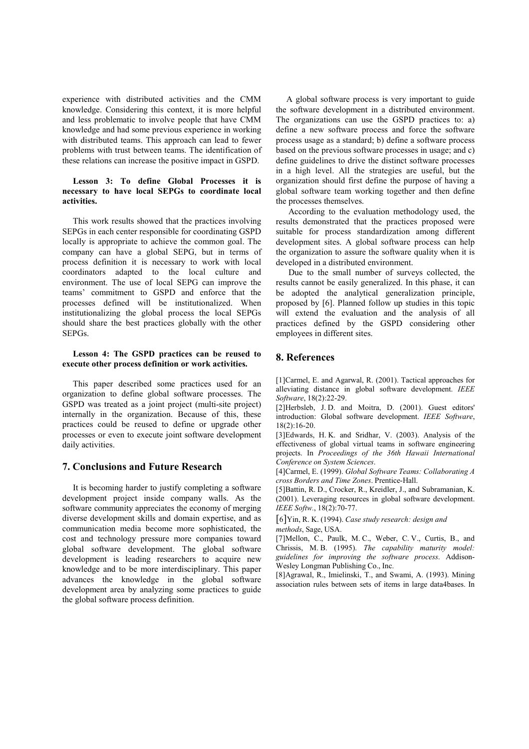experience with distributed activities and the CMM knowledge. Considering this context, it is more helpful and less problematic to involve people that have CMM knowledge and had some previous experience in working with distributed teams. This approach can lead to fewer problems with trust between teams. The identification of these relations can increase the positive impact in GSPD.

**Lesson 3: To define Global Processes it is necessary to have local SEPGs to coordinate local activities.**

This work results showed that the practices involving SEPGs in each center responsible for coordinating GSPD locally is appropriate to achieve the common goal. The company can have a global SEPG, but in terms of process definition it is necessary to work with local coordinators adapted to the local culture and environment. The use of local SEPG can improve the teams' commitment to GSPD and enforce that the processes defined will be institutionalized. When institutionalizing the global process the local SEPGs should share the best practices globally with the other SEPGs.

**Lesson 4: The GSPD practices can be reused to execute other process definition or work activities.**

This paper described some practices used for an organization to define global software processes. The GSPD was treated as a joint project (multi-site project) internally in the organization. Because of this, these practices could be reused to define or upgrade other processes or even to execute joint software development daily activities.

## 7. Conclusions and Future Research

It is becoming harder to justify completing a software development project inside company walls. As the software community appreciates the economy of merging diverse development skills and domain expertise, and as communication media become more sophisticated, the cost and technology pressure more companies toward global software development. The global software development is leading researchers to acquire new knowledge and to be more interdisciplinary. This paper advances the knowledge in the global software development area by analyzing some practices to guide the global software process definition.

A global software process is very important to guide the software development in a distributed environment. The organizations can use the GSPD practices to: a) define a new software process and force the software process usage as a standard; b) define a software process based on the previous software processes in usage; and c) define guidelines to drive the distinct software processes in a high level. All the strategies are useful, but the organization should first define the purpose of having a global software team working together and then define the processes themselves.

According to the evaluation methodology used, the results demonstrated that the practices proposed were suitable for process standardization among different development sites. A global software process can help the organization to assure the software quality when it is developed in a distributed environment.

Due to the small number of surveys collected, the results cannot be easily generalized. In this phase, it can be adopted the analytical generalization principle, proposed by [6]. Planned follow up studies in this topic will extend the evaluation and the analysis of all practices defined by the GSPD considering other employees in different sites.

## 8. References

[1]Carmel, E. and Agarwal, R. (2001). Tactical approaches for alleviating distance in global software development. *IEEE Software*, 18(2):22-29.

[2]Herbsleb, J. D. and Moitra, D. (2001). Guest editors' introduction: Global software development. *IEEE Software*, 18(2):16-20.

[3]Edwards, H. K. and Sridhar, V. (2003). Analysis of the effectiveness of global virtual teams in software engineering projects. In *Proceedings of the 36th Hawaii International Conference on System Sciences*.

[4]Carmel, E. (1999). *Global Software Teams: Collaborating A cross Borders and Time Zones*. Prentice-Hall.

[5]Battin, R. D., Crocker, R., Kreidler, J., and Subramanian, K. (2001). Leveraging resources in global software development. *IEEE Softw.*, 18(2):70-77.

[6]Yin, R. K. (1994). *Case study research: design and methods*, Sage, USA.

[7]Mellon, C., Paulk, M. C., Weber, C. V., Curtis, B., and Chrissis, M. B. (1995). *The capability maturity model: guidelines for improving the software process*. Addison-Wesley Longman Publishing Co., Inc.

[8]Agrawal, R., Imielinski, T., and Swami, A. (1993). Mining association rules between sets of items in large data4bases. In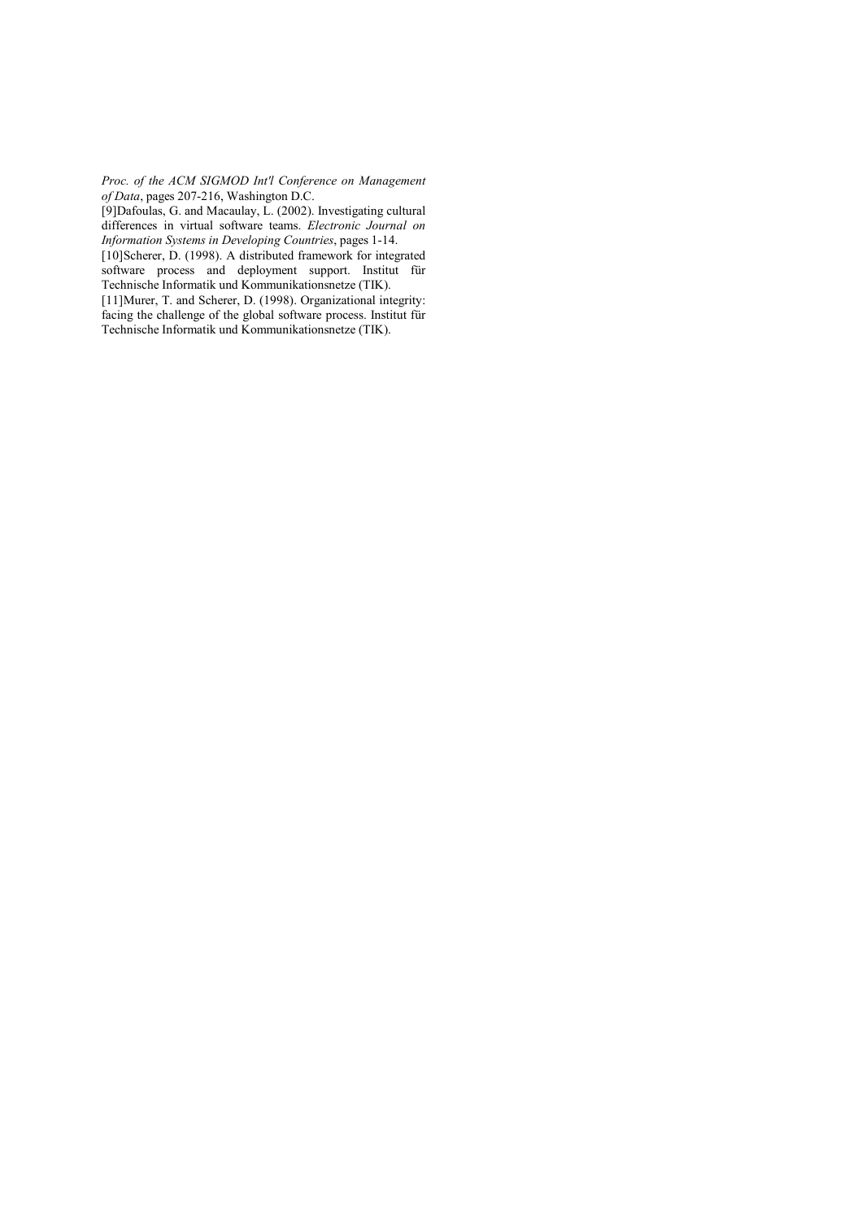*Proc. of the ACM SIGMOD Int'l Conference on Management of Data*, pages 207-216, Washington D.C.

[9]Dafoulas, G. and Macaulay, L. (2002). Investigating cultural differences in virtual software teams. *Electronic Journal on Information Systems in Developing Countries*, pages 1-14.

[10]Scherer, D. (1998). A distributed framework for integrated software process and deployment support. Institut für Technische Informatik und Kommunikationsnetze (TIK).

[11]Murer, T. and Scherer, D. (1998). Organizational integrity: facing the challenge of the global software process. Institut für Technische Informatik und Kommunikationsnetze (TIK).